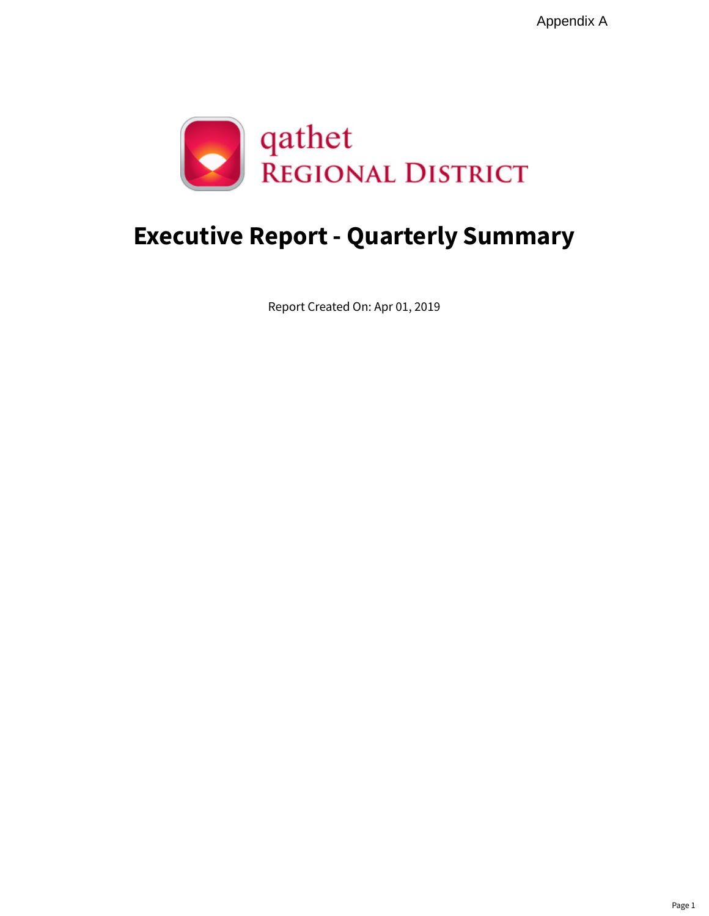Appendix A

qathet
REGIONAL DISTRICT

# Executive Report - Quarterly Summary

Report Created On: Apr 01, 2019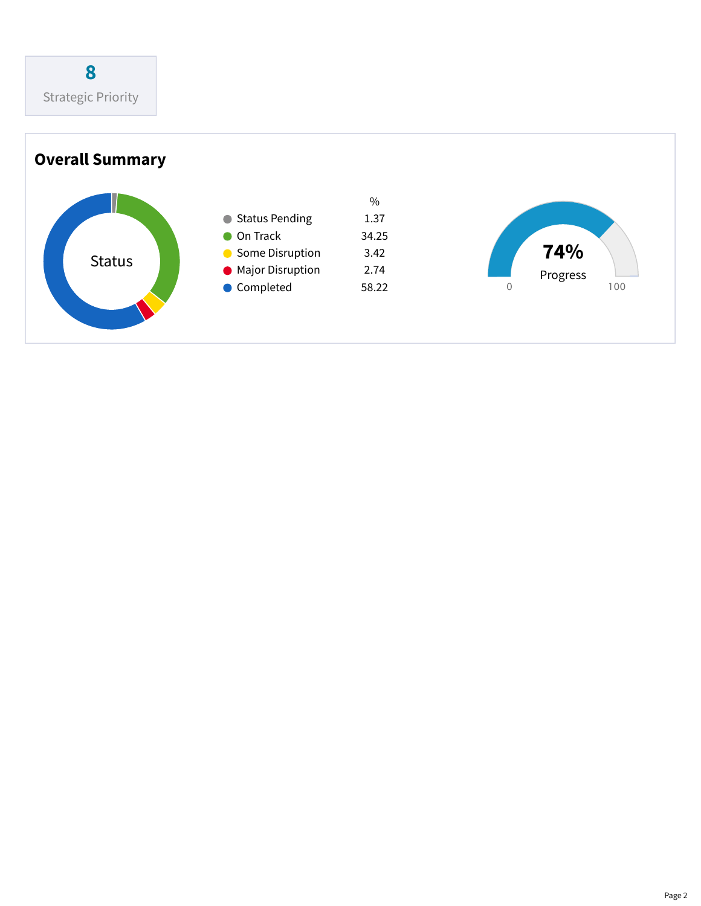8

Strategic Priority

## Overall Summary

Status

%

Status Pending 1.37

On Track 34.25

Some Disruption 3.42

Major Disruption 2.74

Completed 58.22

74%

Progress

0

100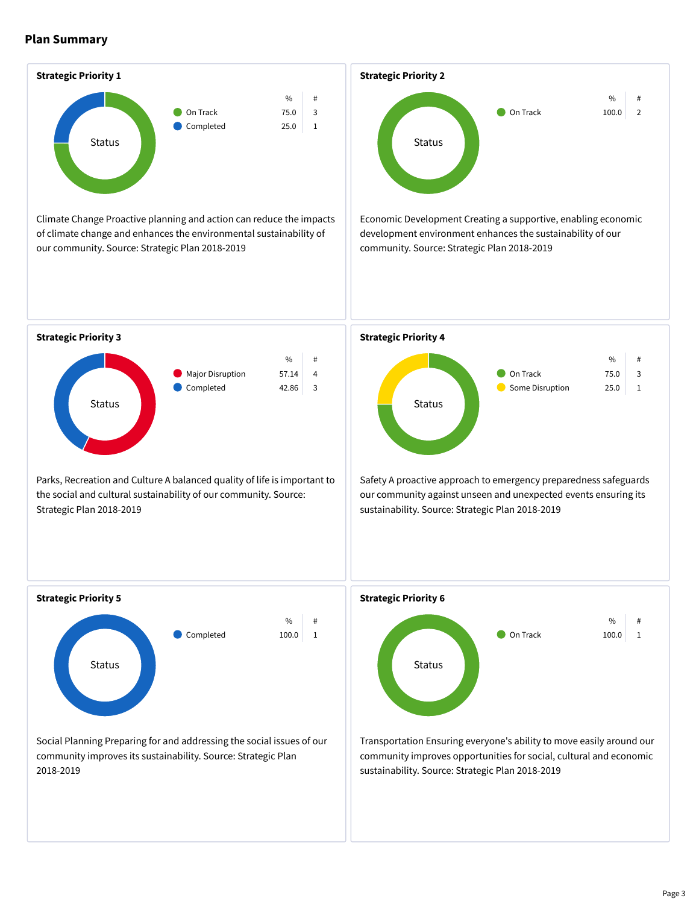## Plan Summary

### Strategic Priority 1

Status

| | % | # |
|---|---|---|
| On Track | 75.0 | 3 |
| Completed | 25.0 | 1 |

Climate Change Proactive planning and action can reduce the impacts of climate change and enhances the environmental sustainability of our community. Source: Strategic Plan 2018-2019

### Strategic Priority 2

Status

| | % | # |
|---|---|---|
| On Track | 100.0 | 2 |

Economic Development Creating a supportive, enabling economic development environment enhances the sustainability of our community. Source: Strategic Plan 2018-2019

### Strategic Priority 3

Status

| | % | # |
|---|---|---|
| Major Disruption | 57.14 | 4 |
| Completed | 42.86 | 3 |

Parks, Recreation and Culture A balanced quality of life is important to the social and cultural sustainability of our community. Source: Strategic Plan 2018-2019

### Strategic Priority 4

Status

| | % | # |
|---|---|---|
| On Track | 75.0 | 3 |
| Some Disruption | 25.0 | 1 |

Safety A proactive approach to emergency preparedness safeguards our community against unseen and unexpected events ensuring its sustainability. Source: Strategic Plan 2018-2019

### Strategic Priority 5

Status

| | % | # |
|---|---|---|
| Completed | 100.0 | 1 |

Social Planning Preparing for and addressing the social issues of our community improves its sustainability. Source: Strategic Plan 2018-2019

### Strategic Priority 6

Status

| | % | # |
|---|---|---|
| On Track | 100.0 | 1 |

Transportation Ensuring everyone's ability to move easily around our community improves opportunities for social, cultural and economic sustainability. Source: Strategic Plan 2018-2019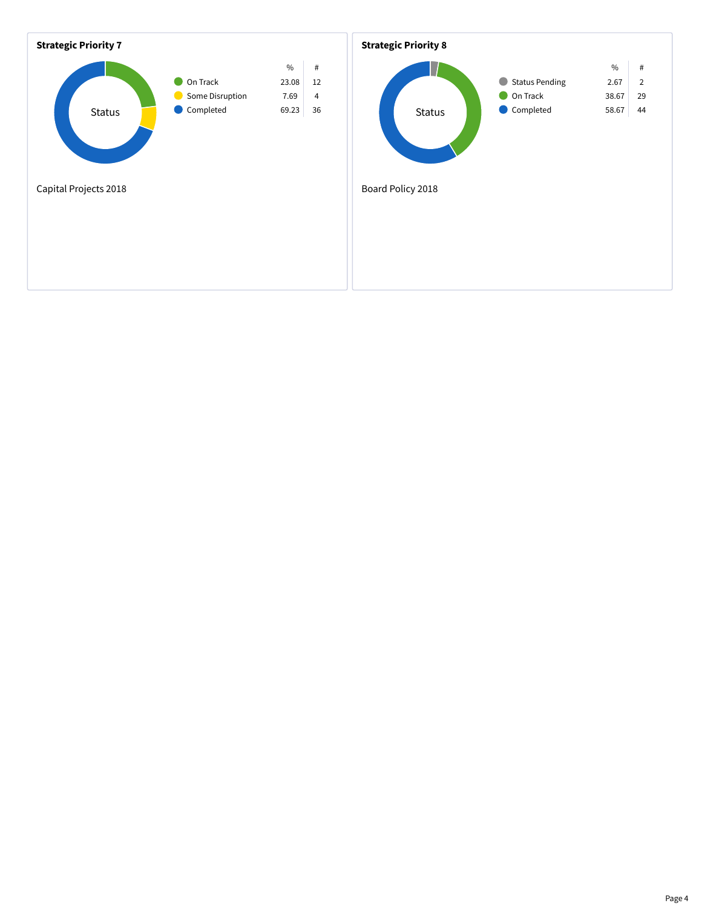## Strategic Priority 7

Status

| | % | # |
| --- | --- | --- |
| On Track | 23.08 | 12 |
| Some Disruption | 7.69 | 4 |
| Completed | 69.23 | 36 |

Capital Projects 2018

## Strategic Priority 8

Status

| | % | # |
| --- | --- | --- |
| Status Pending | 2.67 | 2 |
| On Track | 38.67 | 29 |
| Completed | 58.67 | 44 |

Board Policy 2018